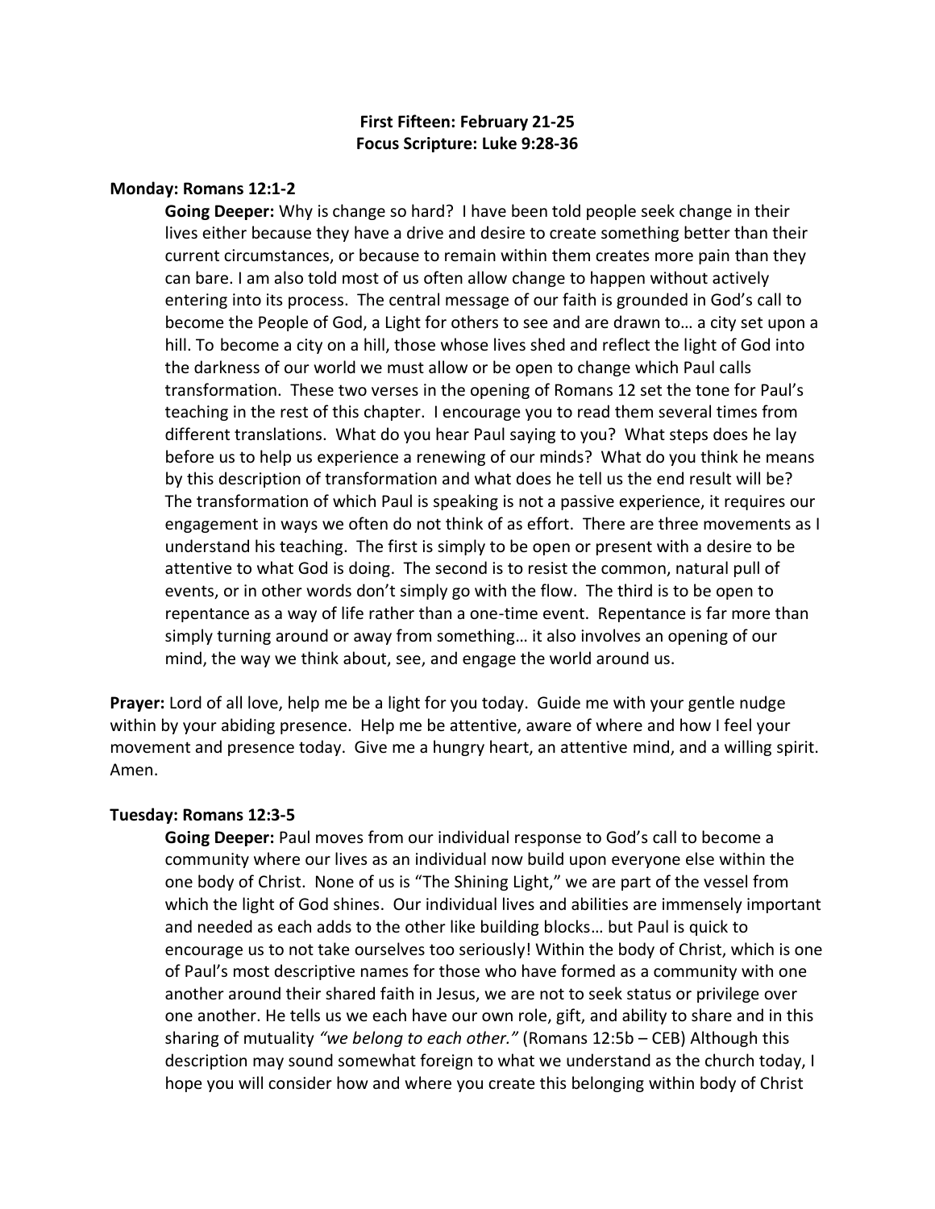**First Fifteen: February 21-25**
**Focus Scripture: Luke 9:28-36**

**Monday: Romans 12:1-2**

**Going Deeper:** Why is change so hard? I have been told people seek change in their lives either because they have a drive and desire to create something better than their current circumstances, or because to remain within them creates more pain than they can bare. I am also told most of us often allow change to happen without actively entering into its process. The central message of our faith is grounded in God's call to become the People of God, a Light for others to see and are drawn to… a city set upon a hill. To become a city on a hill, those whose lives shed and reflect the light of God into the darkness of our world we must allow or be open to change which Paul calls transformation. These two verses in the opening of Romans 12 set the tone for Paul's teaching in the rest of this chapter. I encourage you to read them several times from different translations. What do you hear Paul saying to you? What steps does he lay before us to help us experience a renewing of our minds? What do you think he means by this description of transformation and what does he tell us the end result will be? The transformation of which Paul is speaking is not a passive experience, it requires our engagement in ways we often do not think of as effort. There are three movements as I understand his teaching. The first is simply to be open or present with a desire to be attentive to what God is doing. The second is to resist the common, natural pull of events, or in other words don't simply go with the flow. The third is to be open to repentance as a way of life rather than a one-time event. Repentance is far more than simply turning around or away from something… it also involves an opening of our mind, the way we think about, see, and engage the world around us.

**Prayer:** Lord of all love, help me be a light for you today. Guide me with your gentle nudge within by your abiding presence. Help me be attentive, aware of where and how I feel your movement and presence today. Give me a hungry heart, an attentive mind, and a willing spirit. Amen.

**Tuesday: Romans 12:3-5**

**Going Deeper:** Paul moves from our individual response to God's call to become a community where our lives as an individual now build upon everyone else within the one body of Christ. None of us is "The Shining Light," we are part of the vessel from which the light of God shines. Our individual lives and abilities are immensely important and needed as each adds to the other like building blocks… but Paul is quick to encourage us to not take ourselves too seriously! Within the body of Christ, which is one of Paul's most descriptive names for those who have formed as a community with one another around their shared faith in Jesus, we are not to seek status or privilege over one another. He tells us we each have our own role, gift, and ability to share and in this sharing of mutuality *"we belong to each other."* (Romans 12:5b – CEB) Although this description may sound somewhat foreign to what we understand as the church today, I hope you will consider how and where you create this belonging within body of Christ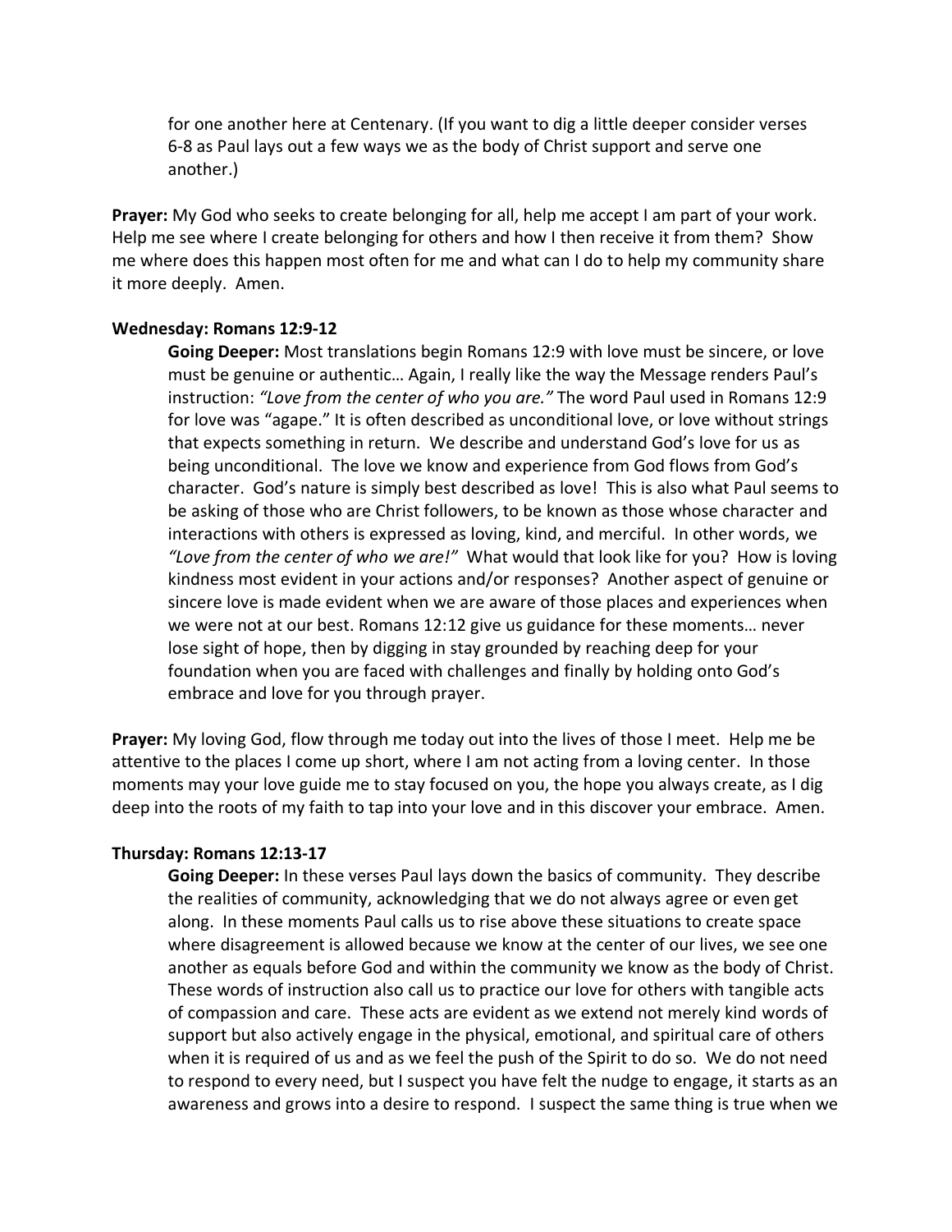for one another here at Centenary. (If you want to dig a little deeper consider verses 6-8 as Paul lays out a few ways we as the body of Christ support and serve one another.)

**Prayer:** My God who seeks to create belonging for all, help me accept I am part of your work. Help me see where I create belonging for others and how I then receive it from them? Show me where does this happen most often for me and what can I do to help my community share it more deeply. Amen.

**Wednesday: Romans 12:9-12**

**Going Deeper:** Most translations begin Romans 12:9 with love must be sincere, or love must be genuine or authentic… Again, I really like the way the Message renders Paul's instruction: *"Love from the center of who you are."* The word Paul used in Romans 12:9 for love was "agape." It is often described as unconditional love, or love without strings that expects something in return. We describe and understand God's love for us as being unconditional. The love we know and experience from God flows from God's character. God's nature is simply best described as love! This is also what Paul seems to be asking of those who are Christ followers, to be known as those whose character and interactions with others is expressed as loving, kind, and merciful. In other words, we *"Love from the center of who we are!"* What would that look like for you? How is loving kindness most evident in your actions and/or responses? Another aspect of genuine or sincere love is made evident when we are aware of those places and experiences when we were not at our best. Romans 12:12 give us guidance for these moments… never lose sight of hope, then by digging in stay grounded by reaching deep for your foundation when you are faced with challenges and finally by holding onto God's embrace and love for you through prayer.

**Prayer:** My loving God, flow through me today out into the lives of those I meet. Help me be attentive to the places I come up short, where I am not acting from a loving center. In those moments may your love guide me to stay focused on you, the hope you always create, as I dig deep into the roots of my faith to tap into your love and in this discover your embrace. Amen.

**Thursday: Romans 12:13-17**

**Going Deeper:** In these verses Paul lays down the basics of community. They describe the realities of community, acknowledging that we do not always agree or even get along. In these moments Paul calls us to rise above these situations to create space where disagreement is allowed because we know at the center of our lives, we see one another as equals before God and within the community we know as the body of Christ. These words of instruction also call us to practice our love for others with tangible acts of compassion and care. These acts are evident as we extend not merely kind words of support but also actively engage in the physical, emotional, and spiritual care of others when it is required of us and as we feel the push of the Spirit to do so. We do not need to respond to every need, but I suspect you have felt the nudge to engage, it starts as an awareness and grows into a desire to respond. I suspect the same thing is true when we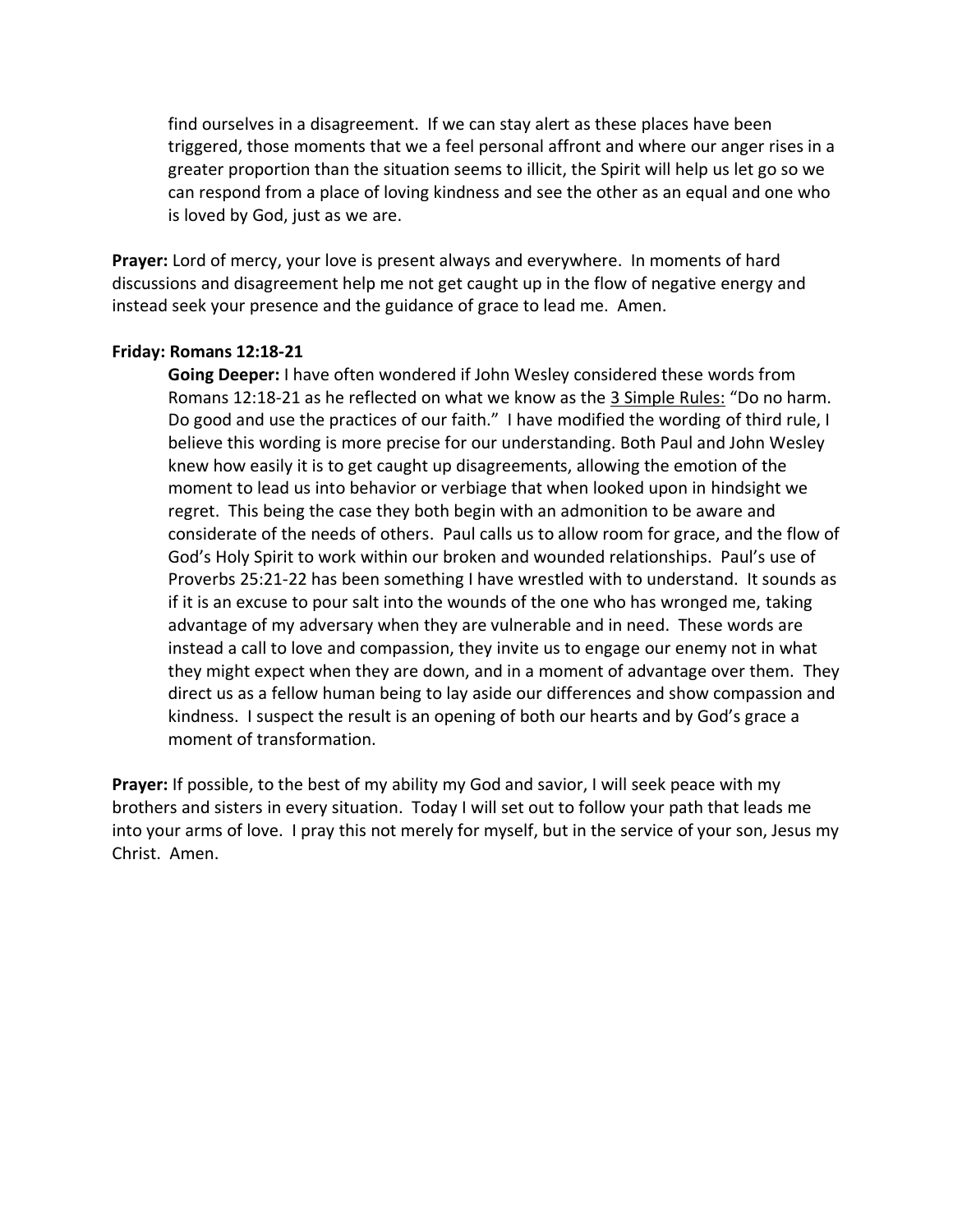find ourselves in a disagreement. If we can stay alert as these places have been triggered, those moments that we a feel personal affront and where our anger rises in a greater proportion than the situation seems to illicit, the Spirit will help us let go so we can respond from a place of loving kindness and see the other as an equal and one who is loved by God, just as we are.

**Prayer:** Lord of mercy, your love is present always and everywhere. In moments of hard discussions and disagreement help me not get caught up in the flow of negative energy and instead seek your presence and the guidance of grace to lead me. Amen.

**Friday: Romans 12:18-21**

**Going Deeper:** I have often wondered if John Wesley considered these words from Romans 12:18-21 as he reflected on what we know as the <u>3 Simple Rules:</u> "Do no harm. Do good and use the practices of our faith." I have modified the wording of third rule, I believe this wording is more precise for our understanding. Both Paul and John Wesley knew how easily it is to get caught up disagreements, allowing the emotion of the moment to lead us into behavior or verbiage that when looked upon in hindsight we regret. This being the case they both begin with an admonition to be aware and considerate of the needs of others. Paul calls us to allow room for grace, and the flow of God's Holy Spirit to work within our broken and wounded relationships. Paul's use of Proverbs 25:21-22 has been something I have wrestled with to understand. It sounds as if it is an excuse to pour salt into the wounds of the one who has wronged me, taking advantage of my adversary when they are vulnerable and in need. These words are instead a call to love and compassion, they invite us to engage our enemy not in what they might expect when they are down, and in a moment of advantage over them. They direct us as a fellow human being to lay aside our differences and show compassion and kindness. I suspect the result is an opening of both our hearts and by God's grace a moment of transformation.

**Prayer:** If possible, to the best of my ability my God and savior, I will seek peace with my brothers and sisters in every situation. Today I will set out to follow your path that leads me into your arms of love. I pray this not merely for myself, but in the service of your son, Jesus my Christ. Amen.